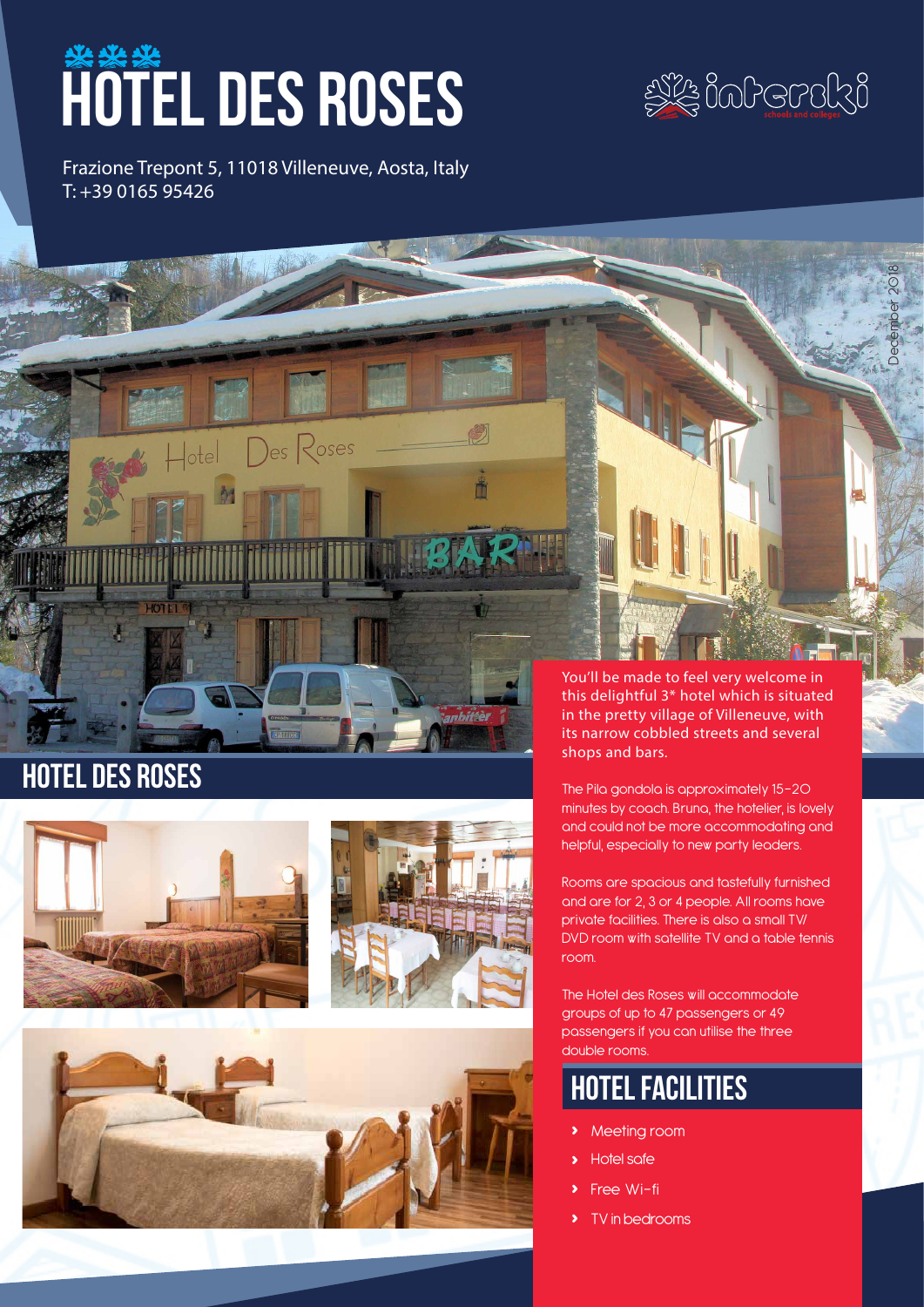# HOTEL DES ROSES

Frazione Trepont 5, 11018 Villeneuve, Aosta, Italy
T: +39 0165 95426

December 2018

## HOTEL DES ROSES

You'll be made to feel very welcome in this delightful 3* hotel which is situated in the pretty village of Villeneuve, with its narrow cobbled streets and several shops and bars.

The Pila gondola is approximately 15-20 minutes by coach. Bruna, the hotelier, is lovely and could not be more accommodating and helpful, especially to new party leaders.

Rooms are spacious and tastefully furnished and are for 2, 3 or 4 people. All rooms have private facilities. There is also a small TV/ DVD room with satellite TV and a table tennis room.

The Hotel des Roses will accommodate groups of up to 47 passengers or 49 passengers if you can utilise the three double rooms.

## HOTEL FACILITIES

- Meeting room
- Hotel safe
- Free Wi-fi
- TV in bedrooms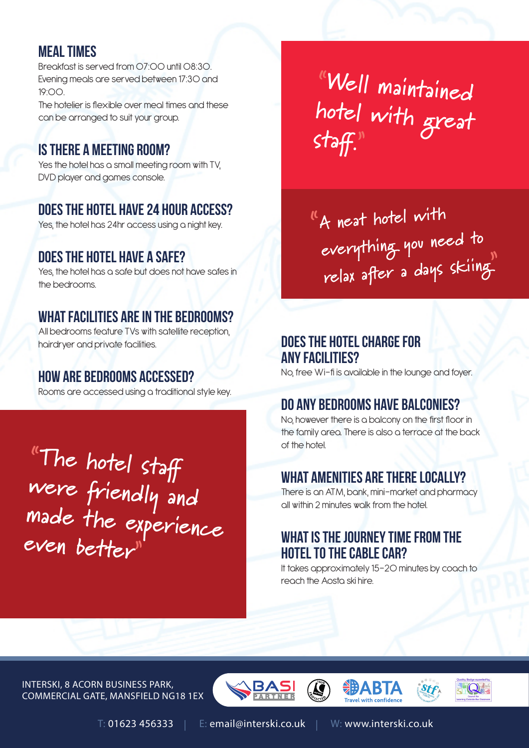## MEAL TIMES

Breakfast is served from 07:00 until 08:30.
Evening meals are served between 17:30 and 19:00.
The hotelier is flexible over meal times and these can be arranged to suit your group.

## IS THERE A MEETING ROOM?

Yes the hotel has a small meeting room with TV, DVD player and games console.

## DOES THE HOTEL HAVE 24 HOUR ACCESS?

Yes, the hotel has 24hr access using a night key.

## DOES THE HOTEL HAVE A SAFE?

Yes, the hotel has a safe but does not have safes in the bedrooms.

## WHAT FACILITIES ARE IN THE BEDROOMS?

All bedrooms feature TVs with satellite reception, hairdryer and private facilities.

## HOW ARE BEDROOMS ACCESSED?

Rooms are accessed using a traditional style key.

> "The hotel staff were friendly and made the experience even better"

> "Well maintained hotel with great staff."

> "A neat hotel with everything you need to relax after a days skiing"

## DOES THE HOTEL CHARGE FOR ANY FACILITIES?

No, free Wi-fi is available in the lounge and foyer.

## DO ANY BEDROOMS HAVE BALCONIES?

No, however there is a balcony on the first floor in the family area. There is also a terrace at the back of the hotel.

## WHAT AMENITIES ARE THERE LOCALLY?

There is an ATM, bank, mini-market and pharmacy all within 2 minutes walk from the hotel.

## WHAT IS THE JOURNEY TIME FROM THE HOTEL TO THE CABLE CAR?

It takes approximately 15-20 minutes by coach to reach the Aosta ski hire.

INTERSKI, 8 ACORN BUSINESS PARK,
COMMERCIAL GATE, MANSFIELD NG18 1EX

BASI PARTNER | ATOL PROTECTED | ABTA Travel with confidence | STF | Quality Badge awarded by Council for Learning Outside the Classroom

T: 01623 456333 | E: email@interski.co.uk | W: www.interski.co.uk